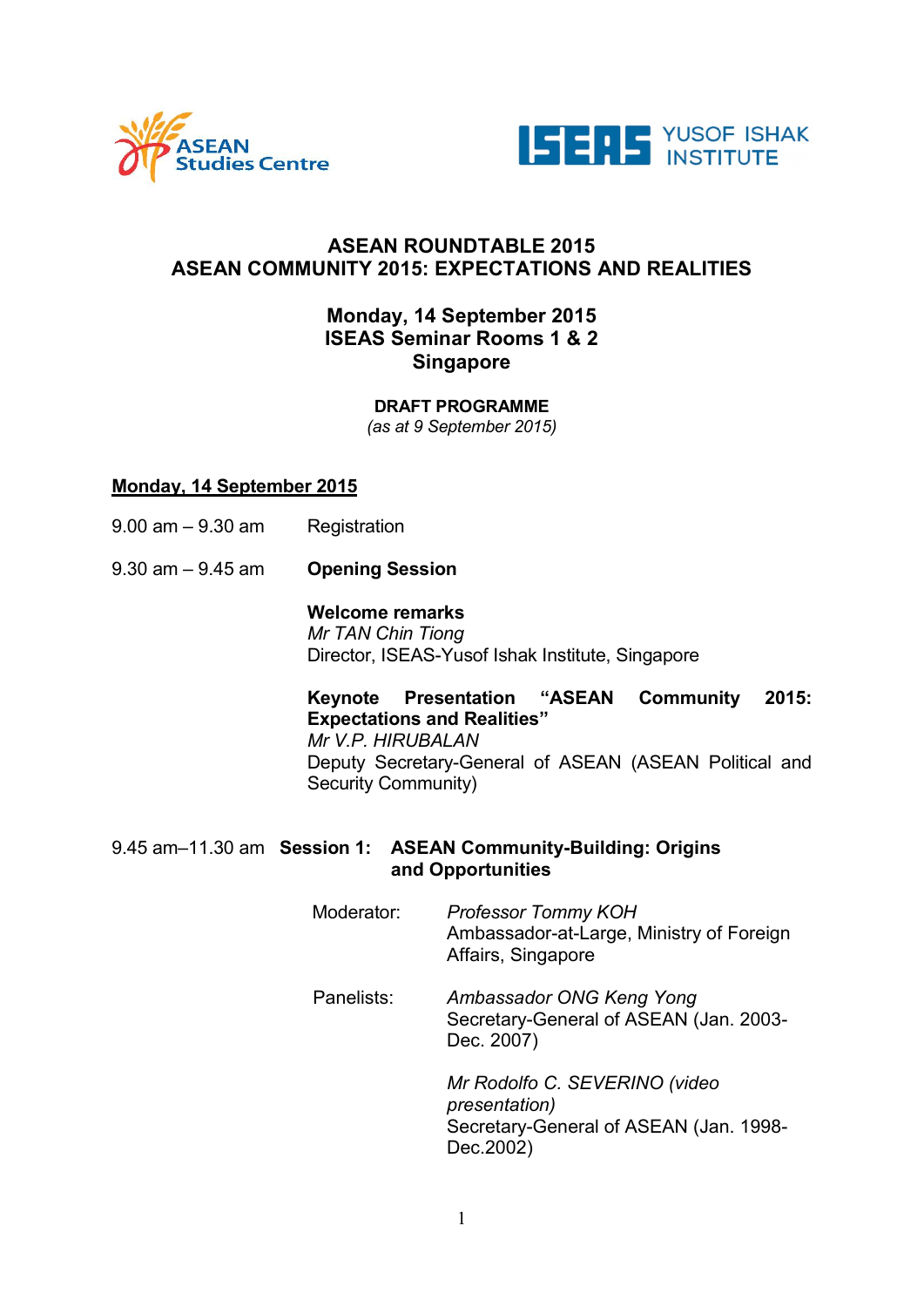# ASEAN ROUNDTABLE 2015
# ASEAN COMMUNITY 2015: EXPECTATIONS AND REALITIES

## Monday, 14 September 2015
## ISEAS Seminar Rooms 1 & 2
## Singapore

**DRAFT PROGRAMME**
*(as at 9 September 2015)*

**Monday, 14 September 2015**

9.00 am – 9.30 am Registration

9.30 am – 9.45 am **Opening Session**

**Welcome remarks**
*Mr TAN Chin Tiong*
Director, ISEAS-Yusof Ishak Institute, Singapore

**Keynote Presentation "ASEAN Community 2015: Expectations and Realities"**
*Mr V.P. HIRUBALAN*
Deputy Secretary-General of ASEAN (ASEAN Political and Security Community)

9.45 am–11.30 am **Session 1: ASEAN Community-Building: Origins and Opportunities**

Moderator: *Professor Tommy KOH*
Ambassador-at-Large, Ministry of Foreign Affairs, Singapore

Panelists: *Ambassador ONG Keng Yong*
Secretary-General of ASEAN (Jan. 2003-Dec. 2007)

*Mr Rodolfo C. SEVERINO (video presentation)*
Secretary-General of ASEAN (Jan. 1998-Dec.2002)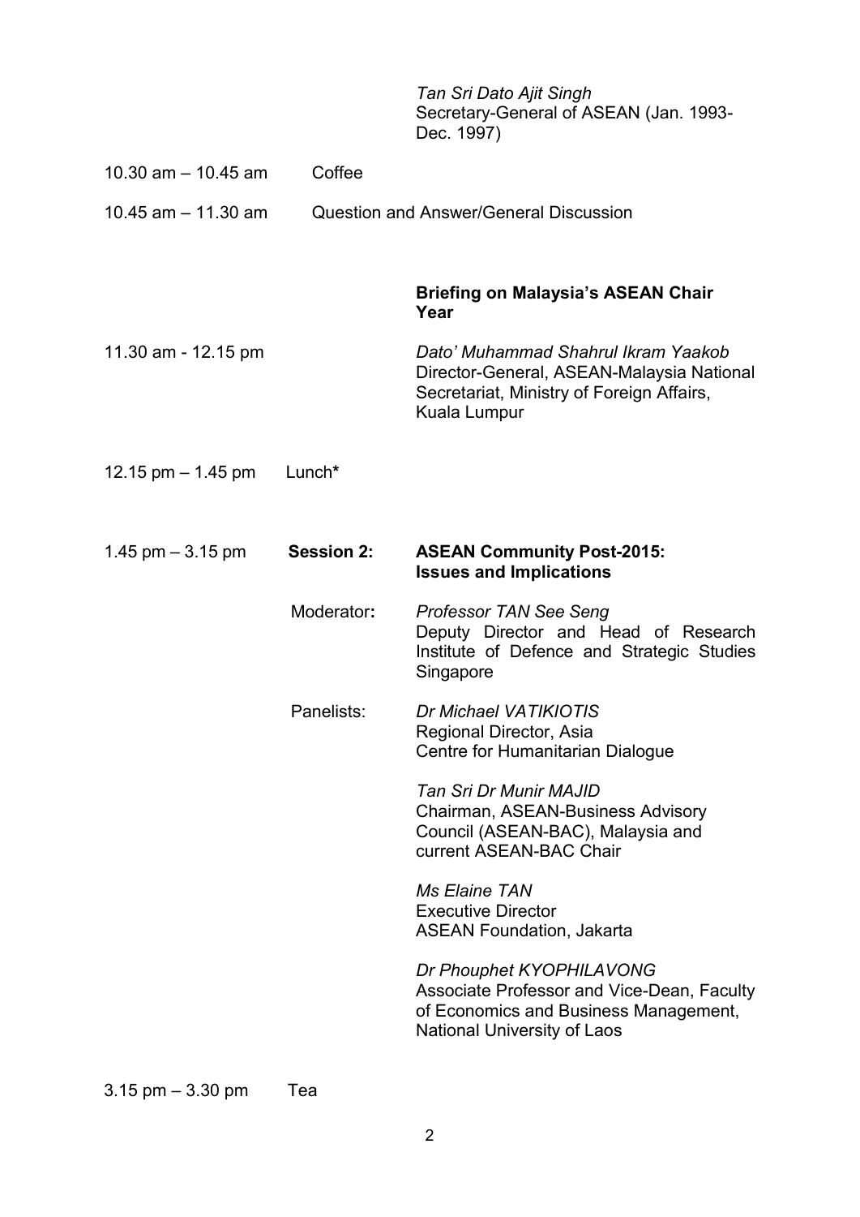*Tan Sri Dato Ajit Singh*
Secretary-General of ASEAN (Jan. 1993-Dec. 1997)

10.30 am – 10.45 am Coffee

10.45 am – 11.30 am Question and Answer/General Discussion

**Briefing on Malaysia's ASEAN Chair Year**

11.30 am - 12.15 pm

*Dato' Muhammad Shahrul Ikram Yaakob*
Director-General, ASEAN-Malaysia National Secretariat, Ministry of Foreign Affairs, Kuala Lumpur

12.15 pm – 1.45 pm Lunch**

1.45 pm – 3.15 pm **Session 2:** **ASEAN Community Post-2015: Issues and Implications**

Moderator**:** *Professor TAN See Seng*
Deputy Director and Head of Research
Institute of Defence and Strategic Studies
Singapore

Panelists:

*Dr Michael VATIKIOTIS*
Regional Director, Asia
Centre for Humanitarian Dialogue

*Tan Sri Dr Munir MAJID*
Chairman, ASEAN-Business Advisory Council (ASEAN-BAC), Malaysia and current ASEAN-BAC Chair

*Ms Elaine TAN*
Executive Director
ASEAN Foundation, Jakarta

*Dr Phouphet KYOPHILAVONG*
Associate Professor and Vice-Dean, Faculty of Economics and Business Management, National University of Laos

3.15 pm – 3.30 pm Tea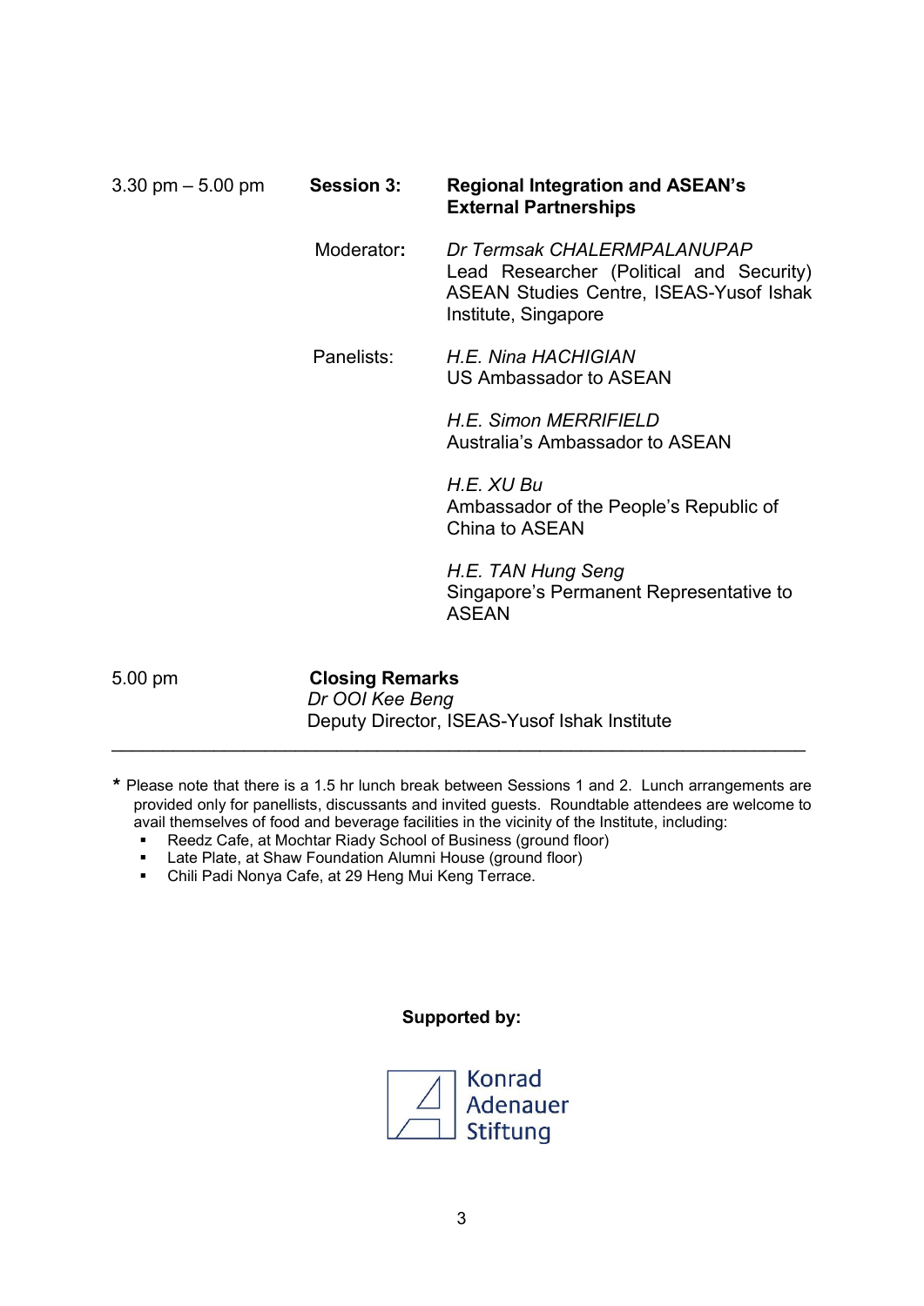| | | |
|---|---|---|
| 3.30 pm – 5.00 pm | **Session 3:** | **Regional Integration and ASEAN's External Partnerships** |
| | Moderator**:** | *Dr Termsak CHALERMPALANUPAP*<br>Lead Researcher (Political and Security)<br>ASEAN Studies Centre, ISEAS-Yusof Ishak Institute, Singapore |
| | Panelists: | *H.E. Nina HACHIGIAN*<br>US Ambassador to ASEAN |
| | | *H.E. Simon MERRIFIELD*<br>Australia's Ambassador to ASEAN |
| | | *H.E. XU Bu*<br>Ambassador of the People's Republic of China to ASEAN |
| | | *H.E. TAN Hung Seng*<br>Singapore's Permanent Representative to ASEAN |
| 5.00 pm | **Closing Remarks**<br>*Dr OOI Kee Beng*<br>Deputy Director, ISEAS-Yusof Ishak Institute | |

---

**\*** Please note that there is a 1.5 hr lunch break between Sessions 1 and 2. Lunch arrangements are provided only for panellists, discussants and invited guests. Roundtable attendees are welcome to avail themselves of food and beverage facilities in the vicinity of the Institute, including:

- Reedz Cafe, at Mochtar Riady School of Business (ground floor)
- Late Plate, at Shaw Foundation Alumni House (ground floor)
- Chili Padi Nonya Cafe, at 29 Heng Mui Keng Terrace.

**Supported by:**

Konrad Adenauer Stiftung